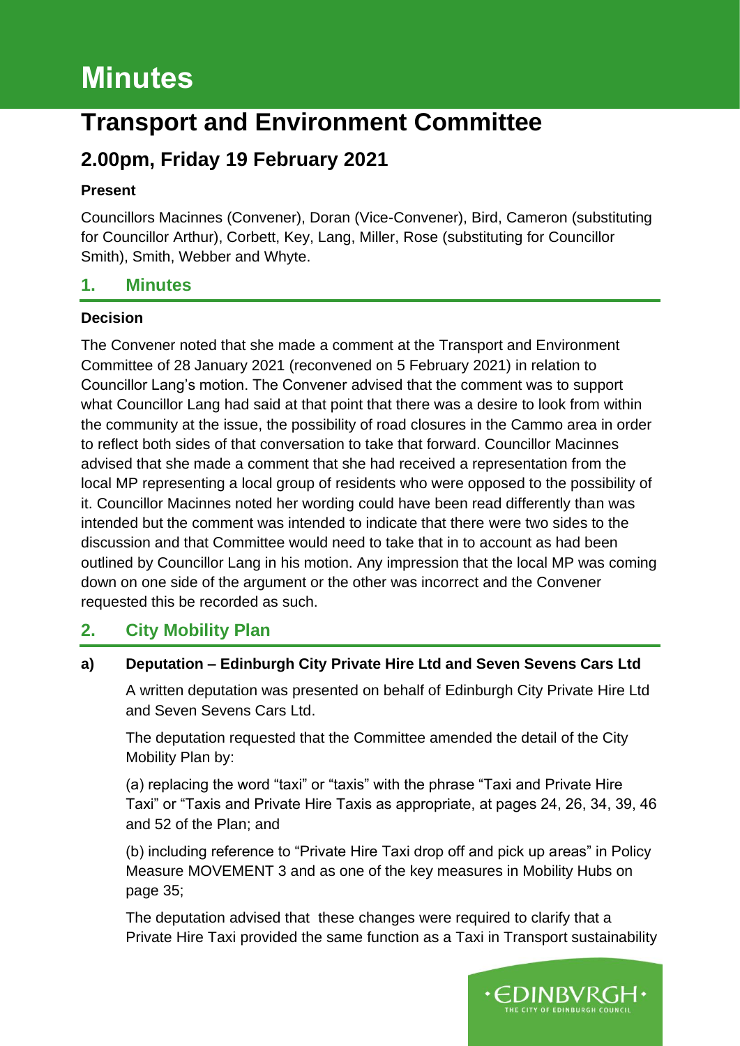# Minutes

# Transport and Environment Committee

## 2.00pm, Friday 19 February 2021

**Present**

Councillors Macinnes (Convener), Doran (Vice-Convener), Bird, Cameron (substituting for Councillor Arthur), Corbett, Key, Lang, Miller, Rose (substituting for Councillor Smith), Smith, Webber and Whyte.

## 1. Minutes

**Decision**

The Convener noted that she made a comment at the Transport and Environment Committee of 28 January 2021 (reconvened on 5 February 2021) in relation to Councillor Lang's motion. The Convener advised that the comment was to support what Councillor Lang had said at that point that there was a desire to look from within the community at the issue, the possibility of road closures in the Cammo area in order to reflect both sides of that conversation to take that forward. Councillor Macinnes advised that she made a comment that she had received a representation from the local MP representing a local group of residents who were opposed to the possibility of it. Councillor Macinnes noted her wording could have been read differently than was intended but the comment was intended to indicate that there were two sides to the discussion and that Committee would need to take that in to account as had been outlined by Councillor Lang in his motion. Any impression that the local MP was coming down on one side of the argument or the other was incorrect and the Convener requested this be recorded as such.

## 2. City Mobility Plan

### a) Deputation – Edinburgh City Private Hire Ltd and Seven Sevens Cars Ltd

A written deputation was presented on behalf of Edinburgh City Private Hire Ltd and Seven Sevens Cars Ltd.

The deputation requested that the Committee amended the detail of the City Mobility Plan by:

(a) replacing the word "taxi" or "taxis" with the phrase "Taxi and Private Hire Taxi" or "Taxis and Private Hire Taxis as appropriate, at pages 24, 26, 34, 39, 46 and 52 of the Plan; and

(b) including reference to "Private Hire Taxi drop off and pick up areas" in Policy Measure MOVEMENT 3 and as one of the key measures in Mobility Hubs on page 35;

The deputation advised that these changes were required to clarify that a Private Hire Taxi provided the same function as a Taxi in Transport sustainability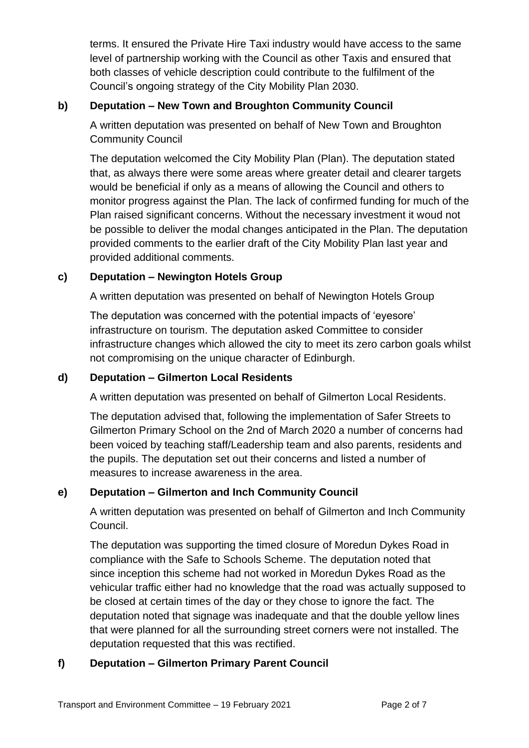terms. It ensured the Private Hire Taxi industry would have access to the same level of partnership working with the Council as other Taxis and ensured that both classes of vehicle description could contribute to the fulfilment of the Council's ongoing strategy of the City Mobility Plan 2030.

**b) Deputation – New Town and Broughton Community Council**

A written deputation was presented on behalf of New Town and Broughton Community Council

The deputation welcomed the City Mobility Plan (Plan). The deputation stated that, as always there were some areas where greater detail and clearer targets would be beneficial if only as a means of allowing the Council and others to monitor progress against the Plan. The lack of confirmed funding for much of the Plan raised significant concerns. Without the necessary investment it woud not be possible to deliver the modal changes anticipated in the Plan. The deputation provided comments to the earlier draft of the City Mobility Plan last year and provided additional comments.

**c) Deputation – Newington Hotels Group**

A written deputation was presented on behalf of Newington Hotels Group

The deputation was concerned with the potential impacts of 'eyesore' infrastructure on tourism. The deputation asked Committee to consider infrastructure changes which allowed the city to meet its zero carbon goals whilst not compromising on the unique character of Edinburgh.

**d) Deputation – Gilmerton Local Residents**

A written deputation was presented on behalf of Gilmerton Local Residents.

The deputation advised that, following the implementation of Safer Streets to Gilmerton Primary School on the 2nd of March 2020 a number of concerns had been voiced by teaching staff/Leadership team and also parents, residents and the pupils. The deputation set out their concerns and listed a number of measures to increase awareness in the area.

**e) Deputation – Gilmerton and Inch Community Council**

A written deputation was presented on behalf of Gilmerton and Inch Community Council.

The deputation was supporting the timed closure of Moredun Dykes Road in compliance with the Safe to Schools Scheme. The deputation noted that since inception this scheme had not worked in Moredun Dykes Road as the vehicular traffic either had no knowledge that the road was actually supposed to be closed at certain times of the day or they chose to ignore the fact. The deputation noted that signage was inadequate and that the double yellow lines that were planned for all the surrounding street corners were not installed. The deputation requested that this was rectified.

**f) Deputation – Gilmerton Primary Parent Council**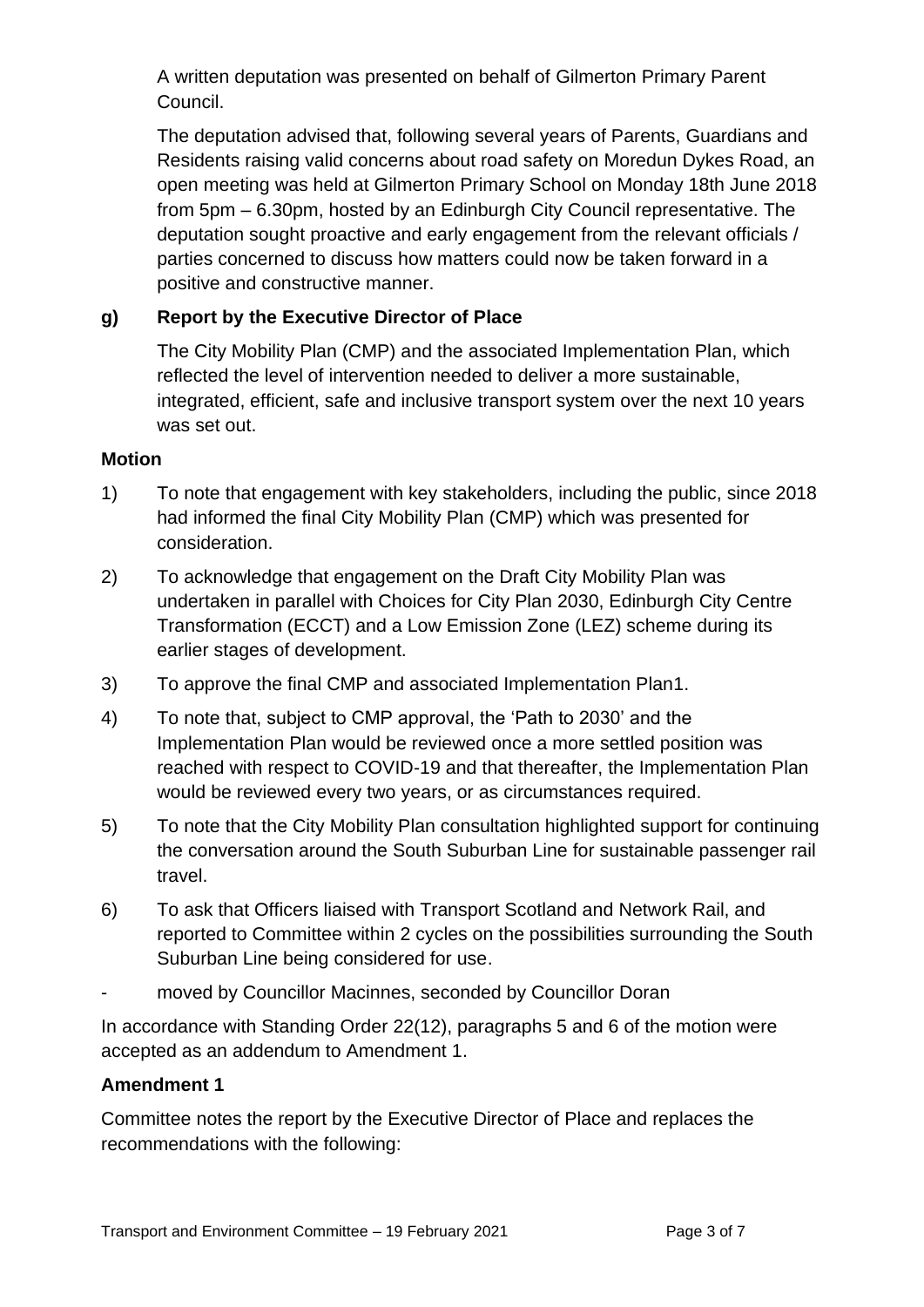A written deputation was presented on behalf of Gilmerton Primary Parent Council.

The deputation advised that, following several years of Parents, Guardians and Residents raising valid concerns about road safety on Moredun Dykes Road, an open meeting was held at Gilmerton Primary School on Monday 18th June 2018 from 5pm – 6.30pm, hosted by an Edinburgh City Council representative. The deputation sought proactive and early engagement from the relevant officials / parties concerned to discuss how matters could now be taken forward in a positive and constructive manner.

**g) Report by the Executive Director of Place**

The City Mobility Plan (CMP) and the associated Implementation Plan, which reflected the level of intervention needed to deliver a more sustainable, integrated, efficient, safe and inclusive transport system over the next 10 years was set out.

**Motion**

1) To note that engagement with key stakeholders, including the public, since 2018 had informed the final City Mobility Plan (CMP) which was presented for consideration.

2) To acknowledge that engagement on the Draft City Mobility Plan was undertaken in parallel with Choices for City Plan 2030, Edinburgh City Centre Transformation (ECCT) and a Low Emission Zone (LEZ) scheme during its earlier stages of development.

3) To approve the final CMP and associated Implementation Plan1.

4) To note that, subject to CMP approval, the 'Path to 2030' and the Implementation Plan would be reviewed once a more settled position was reached with respect to COVID-19 and that thereafter, the Implementation Plan would be reviewed every two years, or as circumstances required.

5) To note that the City Mobility Plan consultation highlighted support for continuing the conversation around the South Suburban Line for sustainable passenger rail travel.

6) To ask that Officers liaised with Transport Scotland and Network Rail, and reported to Committee within 2 cycles on the possibilities surrounding the South Suburban Line being considered for use.

- moved by Councillor Macinnes, seconded by Councillor Doran

In accordance with Standing Order 22(12), paragraphs 5 and 6 of the motion were accepted as an addendum to Amendment 1.

**Amendment 1**

Committee notes the report by the Executive Director of Place and replaces the recommendations with the following: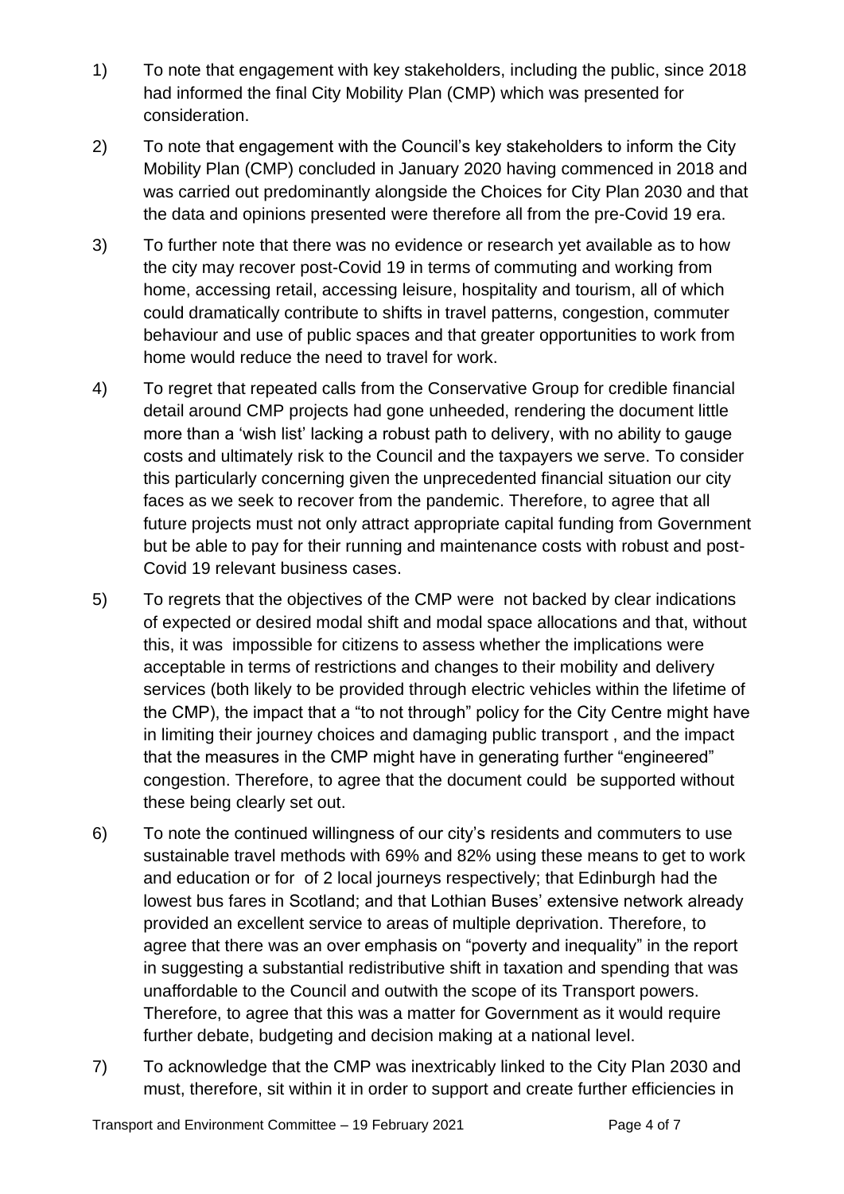1) To note that engagement with key stakeholders, including the public, since 2018 had informed the final City Mobility Plan (CMP) which was presented for consideration.

2) To note that engagement with the Council's key stakeholders to inform the City Mobility Plan (CMP) concluded in January 2020 having commenced in 2018 and was carried out predominantly alongside the Choices for City Plan 2030 and that the data and opinions presented were therefore all from the pre-Covid 19 era.

3) To further note that there was no evidence or research yet available as to how the city may recover post-Covid 19 in terms of commuting and working from home, accessing retail, accessing leisure, hospitality and tourism, all of which could dramatically contribute to shifts in travel patterns, congestion, commuter behaviour and use of public spaces and that greater opportunities to work from home would reduce the need to travel for work.

4) To regret that repeated calls from the Conservative Group for credible financial detail around CMP projects had gone unheeded, rendering the document little more than a 'wish list' lacking a robust path to delivery, with no ability to gauge costs and ultimately risk to the Council and the taxpayers we serve. To consider this particularly concerning given the unprecedented financial situation our city faces as we seek to recover from the pandemic. Therefore, to agree that all future projects must not only attract appropriate capital funding from Government but be able to pay for their running and maintenance costs with robust and post-Covid 19 relevant business cases.

5) To regrets that the objectives of the CMP were not backed by clear indications of expected or desired modal shift and modal space allocations and that, without this, it was impossible for citizens to assess whether the implications were acceptable in terms of restrictions and changes to their mobility and delivery services (both likely to be provided through electric vehicles within the lifetime of the CMP), the impact that a "to not through" policy for the City Centre might have in limiting their journey choices and damaging public transport , and the impact that the measures in the CMP might have in generating further "engineered" congestion. Therefore, to agree that the document could be supported without these being clearly set out.

6) To note the continued willingness of our city's residents and commuters to use sustainable travel methods with 69% and 82% using these means to get to work and education or for of 2 local journeys respectively; that Edinburgh had the lowest bus fares in Scotland; and that Lothian Buses' extensive network already provided an excellent service to areas of multiple deprivation. Therefore, to agree that there was an over emphasis on "poverty and inequality" in the report in suggesting a substantial redistributive shift in taxation and spending that was unaffordable to the Council and outwith the scope of its Transport powers. Therefore, to agree that this was a matter for Government as it would require further debate, budgeting and decision making at a national level.

7) To acknowledge that the CMP was inextricably linked to the City Plan 2030 and must, therefore, sit within it in order to support and create further efficiencies in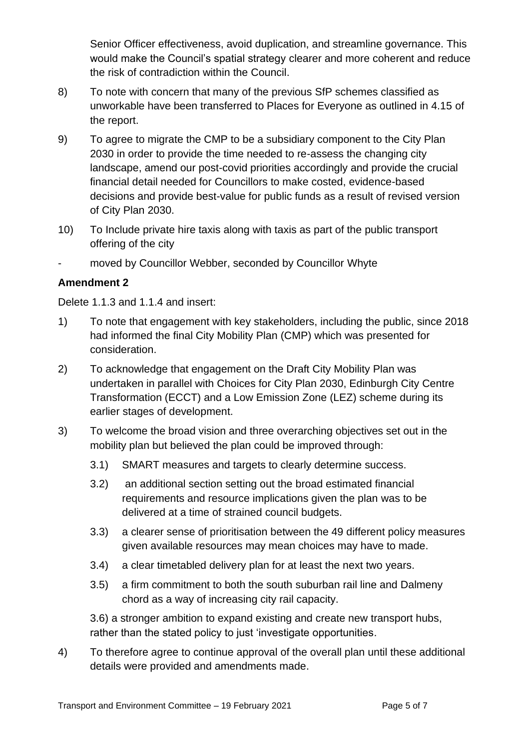Senior Officer effectiveness, avoid duplication, and streamline governance. This would make the Council's spatial strategy clearer and more coherent and reduce the risk of contradiction within the Council.

8) To note with concern that many of the previous SfP schemes classified as unworkable have been transferred to Places for Everyone as outlined in 4.15 of the report.

9) To agree to migrate the CMP to be a subsidiary component to the City Plan 2030 in order to provide the time needed to re-assess the changing city landscape, amend our post-covid priorities accordingly and provide the crucial financial detail needed for Councillors to make costed, evidence-based decisions and provide best-value for public funds as a result of revised version of City Plan 2030.

10) To Include private hire taxis along with taxis as part of the public transport offering of the city

- moved by Councillor Webber, seconded by Councillor Whyte

**Amendment 2**

Delete 1.1.3 and 1.1.4 and insert:

1) To note that engagement with key stakeholders, including the public, since 2018 had informed the final City Mobility Plan (CMP) which was presented for consideration.

2) To acknowledge that engagement on the Draft City Mobility Plan was undertaken in parallel with Choices for City Plan 2030, Edinburgh City Centre Transformation (ECCT) and a Low Emission Zone (LEZ) scheme during its earlier stages of development.

3) To welcome the broad vision and three overarching objectives set out in the mobility plan but believed the plan could be improved through:

   3.1) SMART measures and targets to clearly determine success.

   3.2) an additional section setting out the broad estimated financial requirements and resource implications given the plan was to be delivered at a time of strained council budgets.

   3.3) a clearer sense of prioritisation between the 49 different policy measures given available resources may mean choices may have to made.

   3.4) a clear timetabled delivery plan for at least the next two years.

   3.5) a firm commitment to both the south suburban rail line and Dalmeny chord as a way of increasing city rail capacity.

   3.6) a stronger ambition to expand existing and create new transport hubs, rather than the stated policy to just 'investigate opportunities.

4) To therefore agree to continue approval of the overall plan until these additional details were provided and amendments made.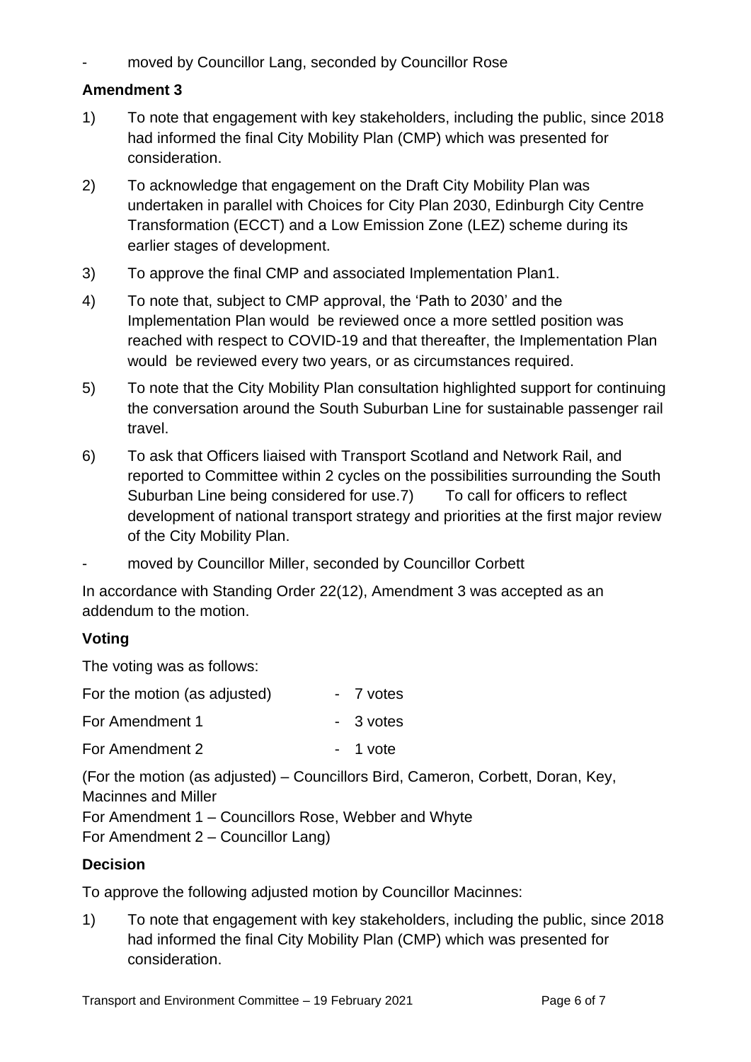- moved by Councillor Lang, seconded by Councillor Rose

**Amendment 3**

1) To note that engagement with key stakeholders, including the public, since 2018 had informed the final City Mobility Plan (CMP) which was presented for consideration.

2) To acknowledge that engagement on the Draft City Mobility Plan was undertaken in parallel with Choices for City Plan 2030, Edinburgh City Centre Transformation (ECCT) and a Low Emission Zone (LEZ) scheme during its earlier stages of development.

3) To approve the final CMP and associated Implementation Plan1.

4) To note that, subject to CMP approval, the 'Path to 2030' and the Implementation Plan would be reviewed once a more settled position was reached with respect to COVID-19 and that thereafter, the Implementation Plan would be reviewed every two years, or as circumstances required.

5) To note that the City Mobility Plan consultation highlighted support for continuing the conversation around the South Suburban Line for sustainable passenger rail travel.

6) To ask that Officers liaised with Transport Scotland and Network Rail, and reported to Committee within 2 cycles on the possibilities surrounding the South Suburban Line being considered for use.7) To call for officers to reflect development of national transport strategy and priorities at the first major review of the City Mobility Plan.

- moved by Councillor Miller, seconded by Councillor Corbett

In accordance with Standing Order 22(12), Amendment 3 was accepted as an addendum to the motion.

**Voting**

The voting was as follows:

| | |
|---|---|
| For the motion (as adjusted) | - 7 votes |
| For Amendment 1 | - 3 votes |
| For Amendment 2 | - 1 vote |

(For the motion (as adjusted) – Councillors Bird, Cameron, Corbett, Doran, Key, Macinnes and Miller
For Amendment 1 – Councillors Rose, Webber and Whyte
For Amendment 2 – Councillor Lang)

**Decision**

To approve the following adjusted motion by Councillor Macinnes:

1) To note that engagement with key stakeholders, including the public, since 2018 had informed the final City Mobility Plan (CMP) which was presented for consideration.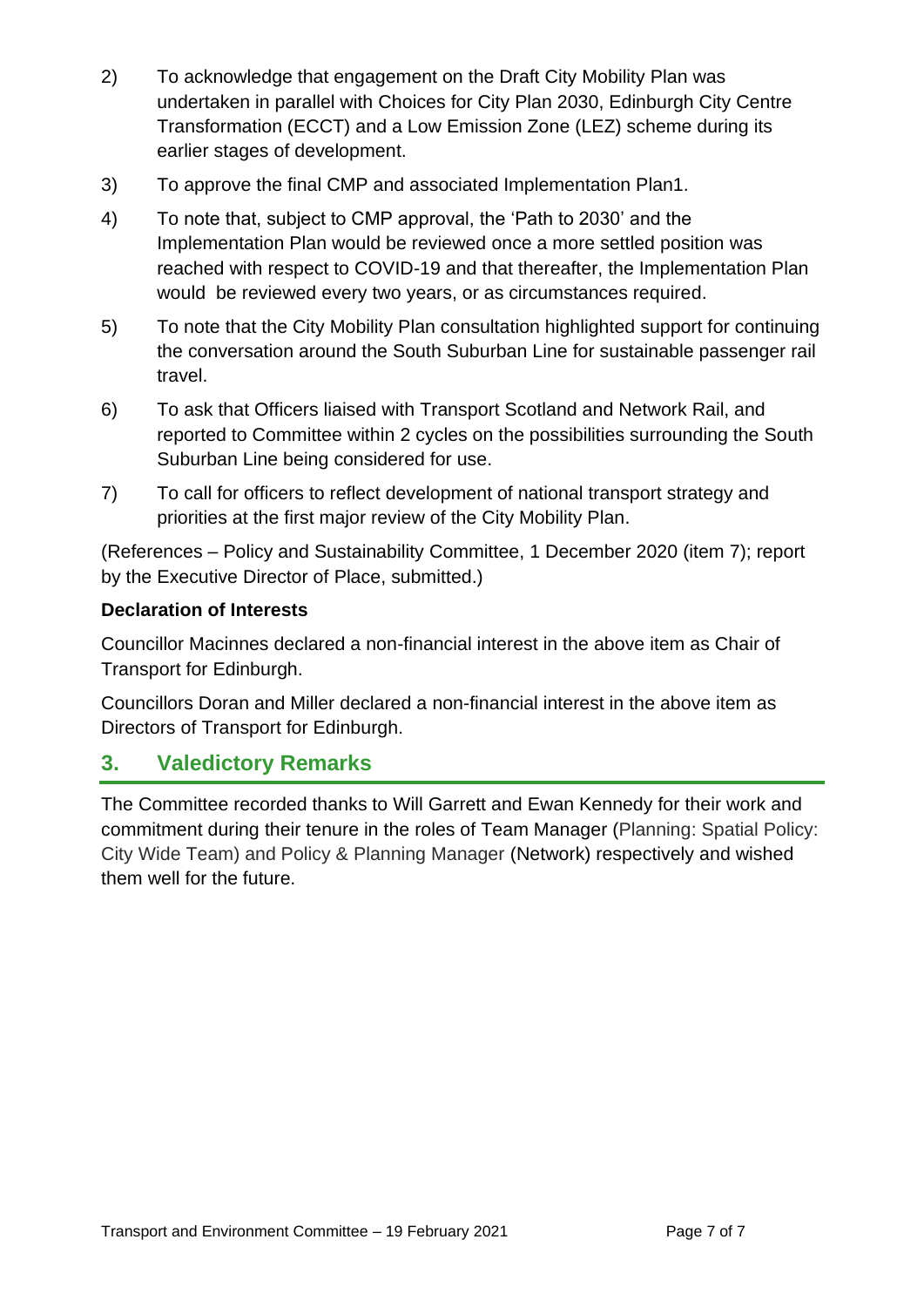2) To acknowledge that engagement on the Draft City Mobility Plan was undertaken in parallel with Choices for City Plan 2030, Edinburgh City Centre Transformation (ECCT) and a Low Emission Zone (LEZ) scheme during its earlier stages of development.

3) To approve the final CMP and associated Implementation Plan1.

4) To note that, subject to CMP approval, the 'Path to 2030' and the Implementation Plan would be reviewed once a more settled position was reached with respect to COVID-19 and that thereafter, the Implementation Plan would be reviewed every two years, or as circumstances required.

5) To note that the City Mobility Plan consultation highlighted support for continuing the conversation around the South Suburban Line for sustainable passenger rail travel.

6) To ask that Officers liaised with Transport Scotland and Network Rail, and reported to Committee within 2 cycles on the possibilities surrounding the South Suburban Line being considered for use.

7) To call for officers to reflect development of national transport strategy and priorities at the first major review of the City Mobility Plan.

(References – Policy and Sustainability Committee, 1 December 2020 (item 7); report by the Executive Director of Place, submitted.)

**Declaration of Interests**

Councillor Macinnes declared a non-financial interest in the above item as Chair of Transport for Edinburgh.

Councillors Doran and Miller declared a non-financial interest in the above item as Directors of Transport for Edinburgh.

## 3. Valedictory Remarks

The Committee recorded thanks to Will Garrett and Ewan Kennedy for their work and commitment during their tenure in the roles of Team Manager (Planning: Spatial Policy: City Wide Team) and Policy & Planning Manager (Network) respectively and wished them well for the future.